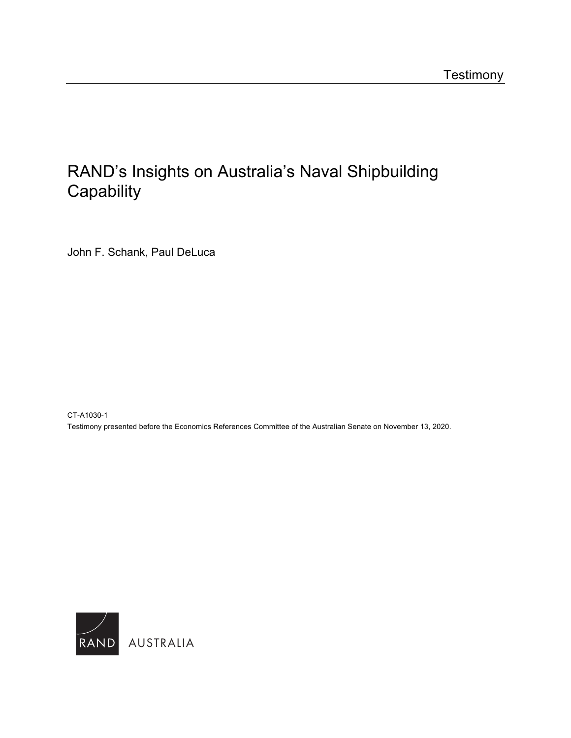Testimony

# RAND's Insights on Australia's Naval Shipbuilding Capability

John F. Schank, Paul DeLuca

CT-A1030-1

Testimony presented before the Economics References Committee of the Australian Senate on November 13, 2020.

RAND AUSTRALIA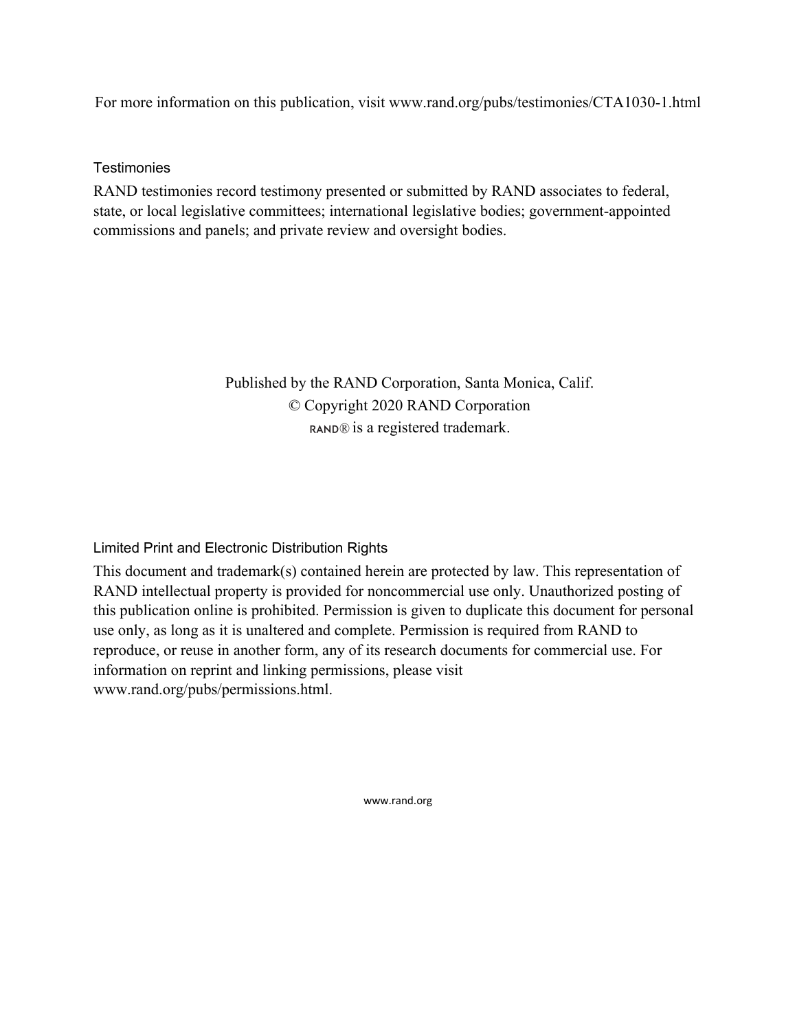For more information on this publication, visit www.rand.org/pubs/testimonies/CTA1030-1.html

## Testimonies

RAND testimonies record testimony presented or submitted by RAND associates to federal, state, or local legislative committees; international legislative bodies; government-appointed commissions and panels; and private review and oversight bodies.

Published by the RAND Corporation, Santa Monica, Calif.
© Copyright 2020 RAND Corporation
RAND® is a registered trademark.

## Limited Print and Electronic Distribution Rights

This document and trademark(s) contained herein are protected by law. This representation of RAND intellectual property is provided for noncommercial use only. Unauthorized posting of this publication online is prohibited. Permission is given to duplicate this document for personal use only, as long as it is unaltered and complete. Permission is required from RAND to reproduce, or reuse in another form, any of its research documents for commercial use. For information on reprint and linking permissions, please visit www.rand.org/pubs/permissions.html.

www.rand.org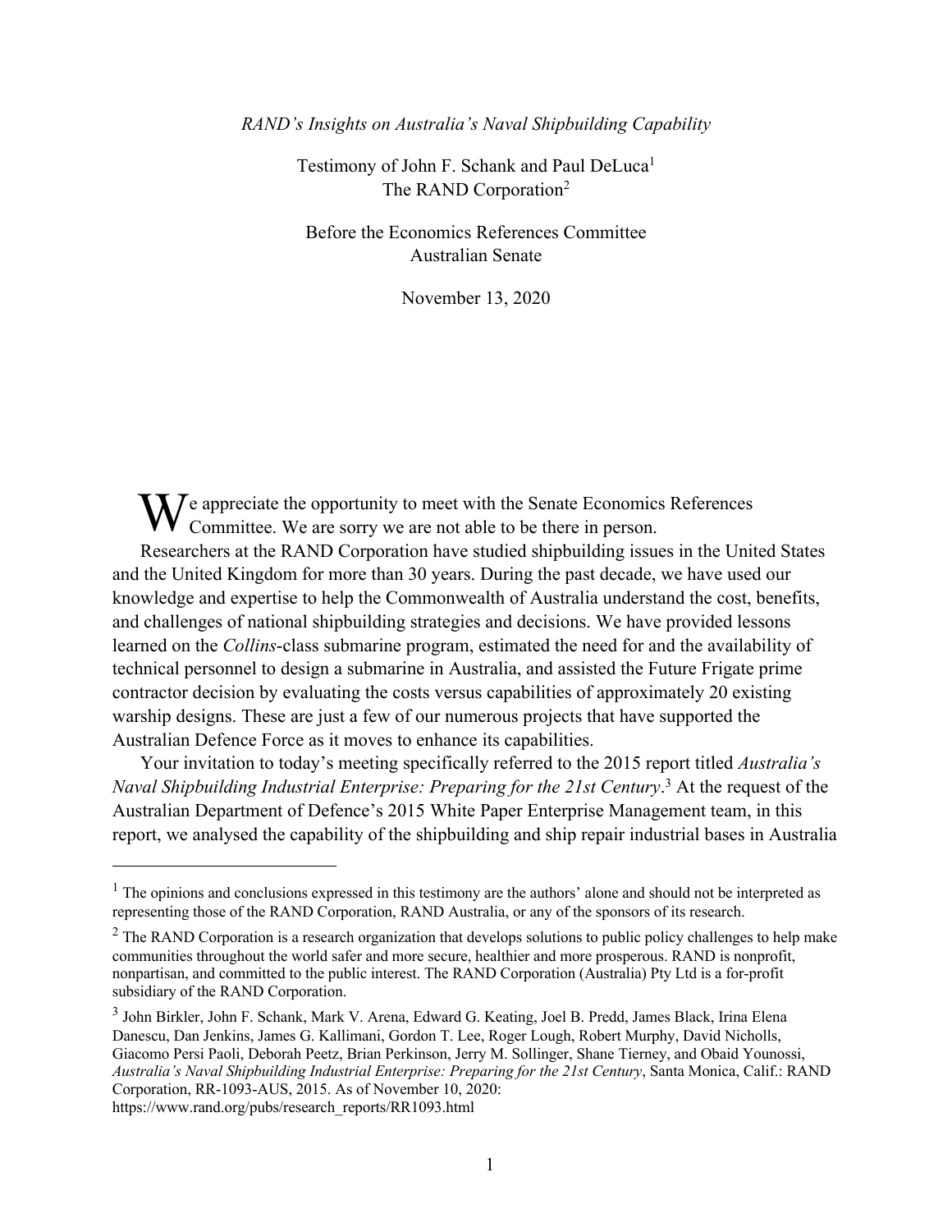*RAND's Insights on Australia's Naval Shipbuilding Capability*

Testimony of John F. Schank and Paul DeLuca[1]
The RAND Corporation[2]

Before the Economics References Committee
Australian Senate

November 13, 2020

We appreciate the opportunity to meet with the Senate Economics References Committee. We are sorry we are not able to be there in person.

Researchers at the RAND Corporation have studied shipbuilding issues in the United States and the United Kingdom for more than 30 years. During the past decade, we have used our knowledge and expertise to help the Commonwealth of Australia understand the cost, benefits, and challenges of national shipbuilding strategies and decisions. We have provided lessons learned on the *Collins*-class submarine program, estimated the need for and the availability of technical personnel to design a submarine in Australia, and assisted the Future Frigate prime contractor decision by evaluating the costs versus capabilities of approximately 20 existing warship designs. These are just a few of our numerous projects that have supported the Australian Defence Force as it moves to enhance its capabilities.

Your invitation to today's meeting specifically referred to the 2015 report titled *Australia's Naval Shipbuilding Industrial Enterprise: Preparing for the 21st Century*.[3] At the request of the Australian Department of Defence's 2015 White Paper Enterprise Management team, in this report, we analysed the capability of the shipbuilding and ship repair industrial bases in Australia

---

[1] The opinions and conclusions expressed in this testimony are the authors' alone and should not be interpreted as representing those of the RAND Corporation, RAND Australia, or any of the sponsors of its research.

[2] The RAND Corporation is a research organization that develops solutions to public policy challenges to help make communities throughout the world safer and more secure, healthier and more prosperous. RAND is nonprofit, nonpartisan, and committed to the public interest. The RAND Corporation (Australia) Pty Ltd is a for-profit subsidiary of the RAND Corporation.

[3] John Birkler, John F. Schank, Mark V. Arena, Edward G. Keating, Joel B. Predd, James Black, Irina Elena Danescu, Dan Jenkins, James G. Kallimani, Gordon T. Lee, Roger Lough, Robert Murphy, David Nicholls, Giacomo Persi Paoli, Deborah Peetz, Brian Perkinson, Jerry M. Sollinger, Shane Tierney, and Obaid Younossi, *Australia's Naval Shipbuilding Industrial Enterprise: Preparing for the 21st Century*, Santa Monica, Calif.: RAND Corporation, RR-1093-AUS, 2015. As of November 10, 2020: https://www.rand.org/pubs/research_reports/RR1093.html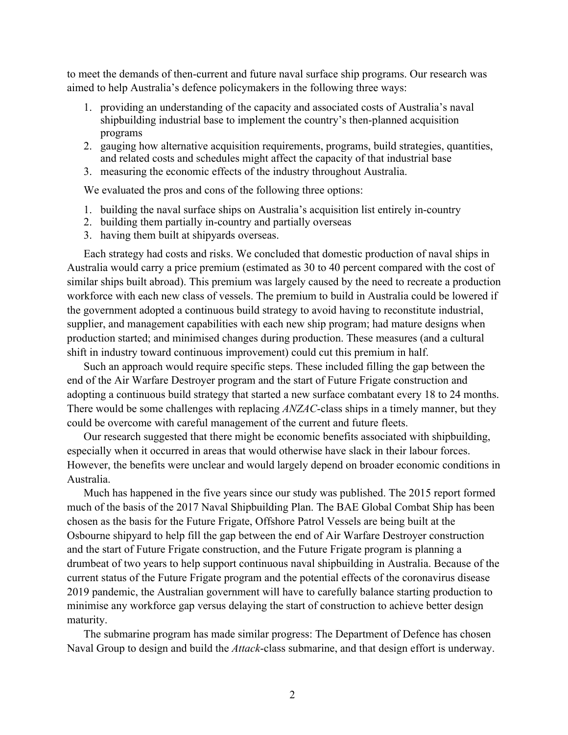to meet the demands of then-current and future naval surface ship programs. Our research was aimed to help Australia's defence policymakers in the following three ways:

1. providing an understanding of the capacity and associated costs of Australia's naval shipbuilding industrial base to implement the country's then-planned acquisition programs
2. gauging how alternative acquisition requirements, programs, build strategies, quantities, and related costs and schedules might affect the capacity of that industrial base
3. measuring the economic effects of the industry throughout Australia.

We evaluated the pros and cons of the following three options:

1. building the naval surface ships on Australia's acquisition list entirely in-country
2. building them partially in-country and partially overseas
3. having them built at shipyards overseas.

Each strategy had costs and risks. We concluded that domestic production of naval ships in Australia would carry a price premium (estimated as 30 to 40 percent compared with the cost of similar ships built abroad). This premium was largely caused by the need to recreate a production workforce with each new class of vessels. The premium to build in Australia could be lowered if the government adopted a continuous build strategy to avoid having to reconstitute industrial, supplier, and management capabilities with each new ship program; had mature designs when production started; and minimised changes during production. These measures (and a cultural shift in industry toward continuous improvement) could cut this premium in half.

Such an approach would require specific steps. These included filling the gap between the end of the Air Warfare Destroyer program and the start of Future Frigate construction and adopting a continuous build strategy that started a new surface combatant every 18 to 24 months. There would be some challenges with replacing *ANZAC*-class ships in a timely manner, but they could be overcome with careful management of the current and future fleets.

Our research suggested that there might be economic benefits associated with shipbuilding, especially when it occurred in areas that would otherwise have slack in their labour forces. However, the benefits were unclear and would largely depend on broader economic conditions in Australia.

Much has happened in the five years since our study was published. The 2015 report formed much of the basis of the 2017 Naval Shipbuilding Plan. The BAE Global Combat Ship has been chosen as the basis for the Future Frigate, Offshore Patrol Vessels are being built at the Osbourne shipyard to help fill the gap between the end of Air Warfare Destroyer construction and the start of Future Frigate construction, and the Future Frigate program is planning a drumbeat of two years to help support continuous naval shipbuilding in Australia. Because of the current status of the Future Frigate program and the potential effects of the coronavirus disease 2019 pandemic, the Australian government will have to carefully balance starting production to minimise any workforce gap versus delaying the start of construction to achieve better design maturity.

The submarine program has made similar progress: The Department of Defence has chosen Naval Group to design and build the *Attack*-class submarine, and that design effort is underway.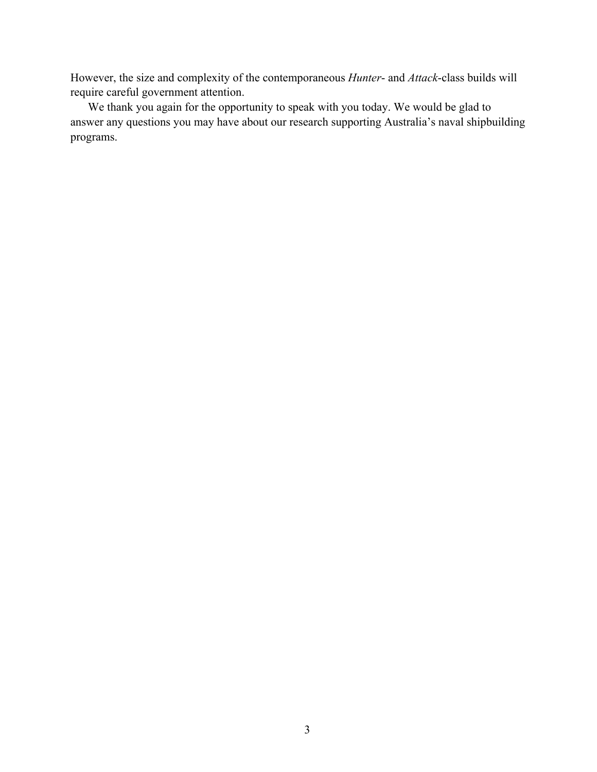However, the size and complexity of the contemporaneous *Hunter*- and *Attack*-class builds will require careful government attention.

We thank you again for the opportunity to speak with you today. We would be glad to answer any questions you may have about our research supporting Australia's naval shipbuilding programs.